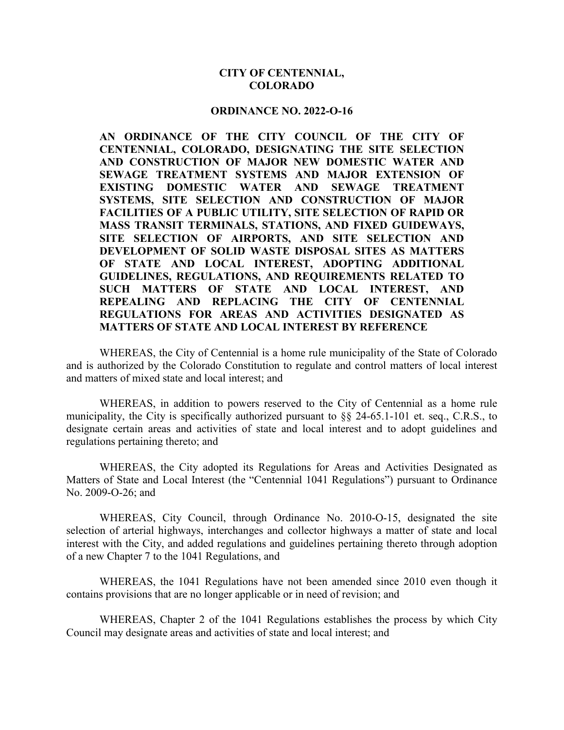**CITY OF CENTENNIAL, COLORADO**

**ORDINANCE NO. 2022-O-16**

**AN ORDINANCE OF THE CITY COUNCIL OF THE CITY OF CENTENNIAL, COLORADO, DESIGNATING THE SITE SELECTION AND CONSTRUCTION OF MAJOR NEW DOMESTIC WATER AND SEWAGE TREATMENT SYSTEMS AND MAJOR EXTENSION OF EXISTING DOMESTIC WATER AND SEWAGE TREATMENT SYSTEMS, SITE SELECTION AND CONSTRUCTION OF MAJOR FACILITIES OF A PUBLIC UTILITY, SITE SELECTION OF RAPID OR MASS TRANSIT TERMINALS, STATIONS, AND FIXED GUIDEWAYS, SITE SELECTION OF AIRPORTS, AND SITE SELECTION AND DEVELOPMENT OF SOLID WASTE DISPOSAL SITES AS MATTERS OF STATE AND LOCAL INTEREST, ADOPTING ADDITIONAL GUIDELINES, REGULATIONS, AND REQUIREMENTS RELATED TO SUCH MATTERS OF STATE AND LOCAL INTEREST, AND REPEALING AND REPLACING THE CITY OF CENTENNIAL REGULATIONS FOR AREAS AND ACTIVITIES DESIGNATED AS MATTERS OF STATE AND LOCAL INTEREST BY REFERENCE**

WHEREAS, the City of Centennial is a home rule municipality of the State of Colorado and is authorized by the Colorado Constitution to regulate and control matters of local interest and matters of mixed state and local interest; and

WHEREAS, in addition to powers reserved to the City of Centennial as a home rule municipality, the City is specifically authorized pursuant to §§ 24-65.1-101 et. seq., C.R.S., to designate certain areas and activities of state and local interest and to adopt guidelines and regulations pertaining thereto; and

WHEREAS, the City adopted its Regulations for Areas and Activities Designated as Matters of State and Local Interest (the "Centennial 1041 Regulations") pursuant to Ordinance No. 2009-O-26; and

WHEREAS, City Council, through Ordinance No. 2010-O-15, designated the site selection of arterial highways, interchanges and collector highways a matter of state and local interest with the City, and added regulations and guidelines pertaining thereto through adoption of a new Chapter 7 to the 1041 Regulations, and

WHEREAS, the 1041 Regulations have not been amended since 2010 even though it contains provisions that are no longer applicable or in need of revision; and

WHEREAS, Chapter 2 of the 1041 Regulations establishes the process by which City Council may designate areas and activities of state and local interest; and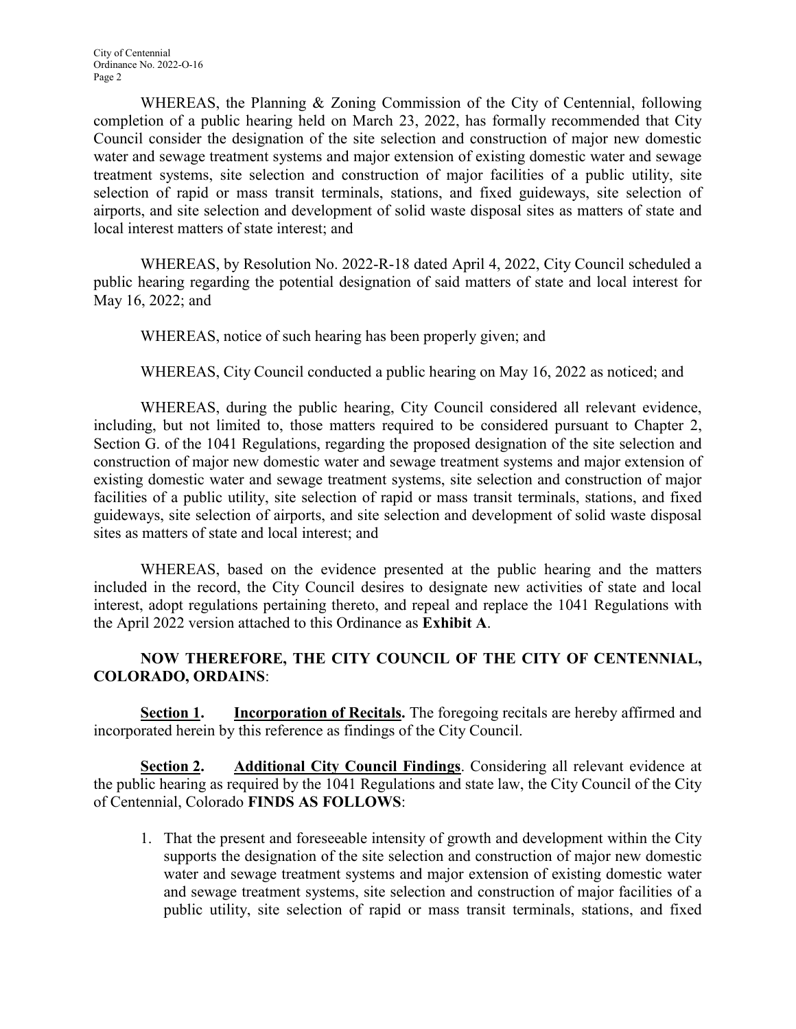WHEREAS, the Planning & Zoning Commission of the City of Centennial, following completion of a public hearing held on March 23, 2022, has formally recommended that City Council consider the designation of the site selection and construction of major new domestic water and sewage treatment systems and major extension of existing domestic water and sewage treatment systems, site selection and construction of major facilities of a public utility, site selection of rapid or mass transit terminals, stations, and fixed guideways, site selection of airports, and site selection and development of solid waste disposal sites as matters of state and local interest matters of state interest; and

WHEREAS, by Resolution No. 2022-R-18 dated April 4, 2022, City Council scheduled a public hearing regarding the potential designation of said matters of state and local interest for May 16, 2022; and

WHEREAS, notice of such hearing has been properly given; and

WHEREAS, City Council conducted a public hearing on May 16, 2022 as noticed; and

WHEREAS, during the public hearing, City Council considered all relevant evidence, including, but not limited to, those matters required to be considered pursuant to Chapter 2, Section G. of the 1041 Regulations, regarding the proposed designation of the site selection and construction of major new domestic water and sewage treatment systems and major extension of existing domestic water and sewage treatment systems, site selection and construction of major facilities of a public utility, site selection of rapid or mass transit terminals, stations, and fixed guideways, site selection of airports, and site selection and development of solid waste disposal sites as matters of state and local interest; and

WHEREAS, based on the evidence presented at the public hearing and the matters included in the record, the City Council desires to designate new activities of state and local interest, adopt regulations pertaining thereto, and repeal and replace the 1041 Regulations with the April 2022 version attached to this Ordinance as **Exhibit A**.

**NOW THEREFORE, THE CITY COUNCIL OF THE CITY OF CENTENNIAL, COLORADO, ORDAINS**:

**Section 1. Incorporation of Recitals.** The foregoing recitals are hereby affirmed and incorporated herein by this reference as findings of the City Council.

**Section 2. Additional City Council Findings**. Considering all relevant evidence at the public hearing as required by the 1041 Regulations and state law, the City Council of the City of Centennial, Colorado **FINDS AS FOLLOWS**:

1. That the present and foreseeable intensity of growth and development within the City supports the designation of the site selection and construction of major new domestic water and sewage treatment systems and major extension of existing domestic water and sewage treatment systems, site selection and construction of major facilities of a public utility, site selection of rapid or mass transit terminals, stations, and fixed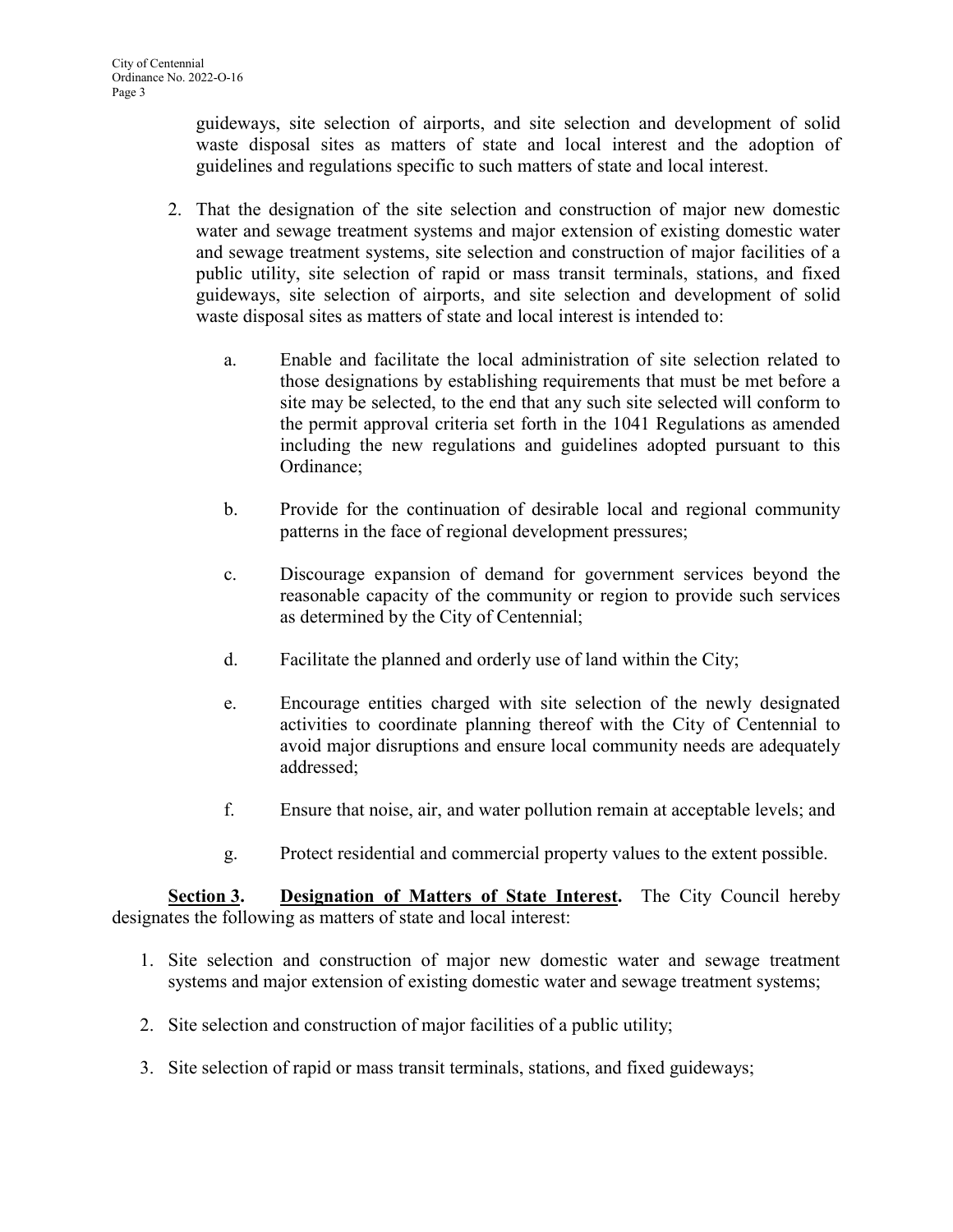guideways, site selection of airports, and site selection and development of solid waste disposal sites as matters of state and local interest and the adoption of guidelines and regulations specific to such matters of state and local interest.

2. That the designation of the site selection and construction of major new domestic water and sewage treatment systems and major extension of existing domestic water and sewage treatment systems, site selection and construction of major facilities of a public utility, site selection of rapid or mass transit terminals, stations, and fixed guideways, site selection of airports, and site selection and development of solid waste disposal sites as matters of state and local interest is intended to:

   a. Enable and facilitate the local administration of site selection related to those designations by establishing requirements that must be met before a site may be selected, to the end that any such site selected will conform to the permit approval criteria set forth in the 1041 Regulations as amended including the new regulations and guidelines adopted pursuant to this Ordinance;

   b. Provide for the continuation of desirable local and regional community patterns in the face of regional development pressures;

   c. Discourage expansion of demand for government services beyond the reasonable capacity of the community or region to provide such services as determined by the City of Centennial;

   d. Facilitate the planned and orderly use of land within the City;

   e. Encourage entities charged with site selection of the newly designated activities to coordinate planning thereof with the City of Centennial to avoid major disruptions and ensure local community needs are adequately addressed;

   f. Ensure that noise, air, and water pollution remain at acceptable levels; and

   g. Protect residential and commercial property values to the extent possible.

**Section 3. Designation of Matters of State Interest.** The City Council hereby designates the following as matters of state and local interest:

1. Site selection and construction of major new domestic water and sewage treatment systems and major extension of existing domestic water and sewage treatment systems;

2. Site selection and construction of major facilities of a public utility;

3. Site selection of rapid or mass transit terminals, stations, and fixed guideways;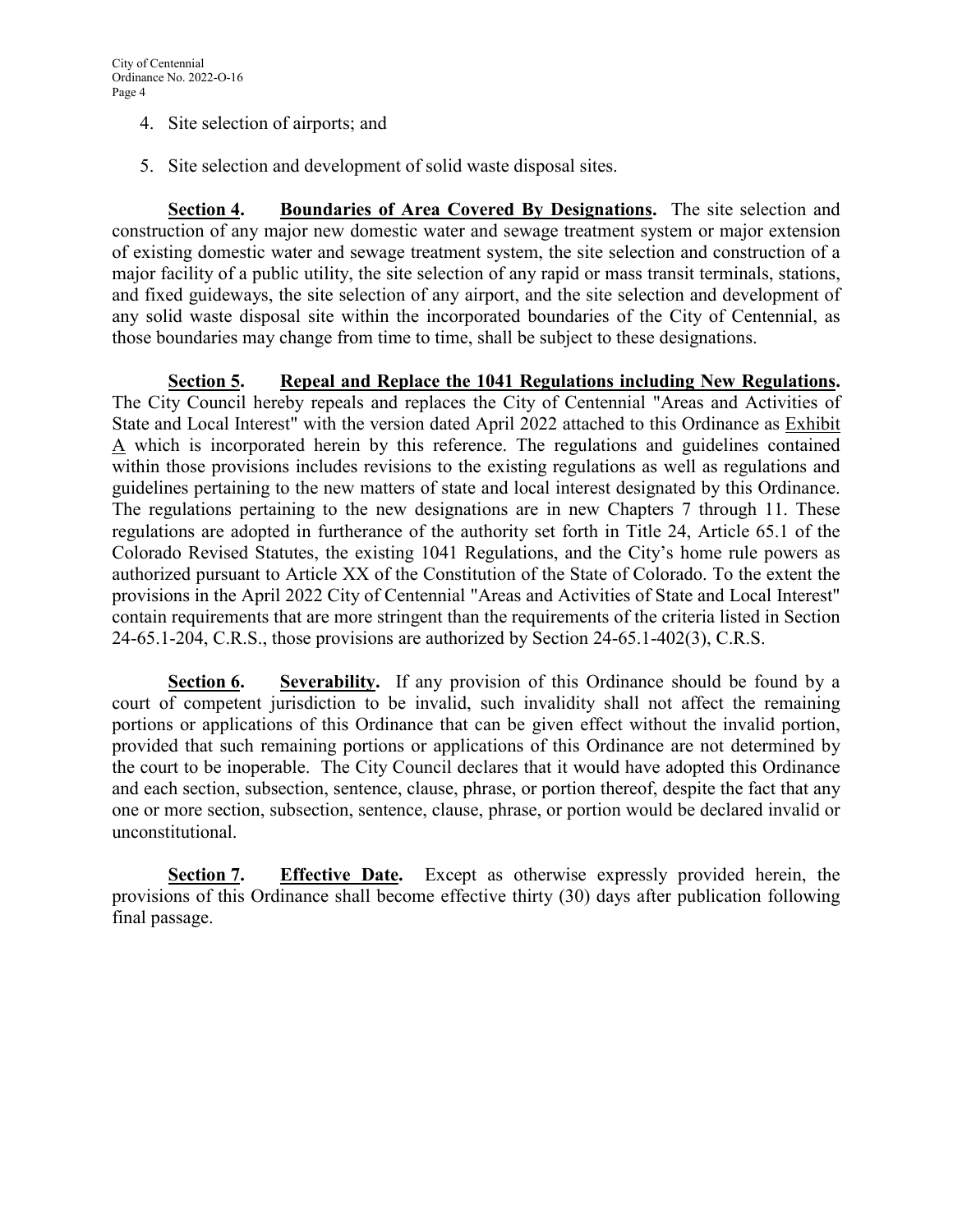4. Site selection of airports; and

5. Site selection and development of solid waste disposal sites.

**Section 4. Boundaries of Area Covered By Designations.** The site selection and construction of any major new domestic water and sewage treatment system or major extension of existing domestic water and sewage treatment system, the site selection and construction of a major facility of a public utility, the site selection of any rapid or mass transit terminals, stations, and fixed guideways, the site selection of any airport, and the site selection and development of any solid waste disposal site within the incorporated boundaries of the City of Centennial, as those boundaries may change from time to time, shall be subject to these designations.

**Section 5. Repeal and Replace the 1041 Regulations including New Regulations.** The City Council hereby repeals and replaces the City of Centennial "Areas and Activities of State and Local Interest" with the version dated April 2022 attached to this Ordinance as Exhibit A which is incorporated herein by this reference. The regulations and guidelines contained within those provisions includes revisions to the existing regulations as well as regulations and guidelines pertaining to the new matters of state and local interest designated by this Ordinance. The regulations pertaining to the new designations are in new Chapters 7 through 11. These regulations are adopted in furtherance of the authority set forth in Title 24, Article 65.1 of the Colorado Revised Statutes, the existing 1041 Regulations, and the City's home rule powers as authorized pursuant to Article XX of the Constitution of the State of Colorado. To the extent the provisions in the April 2022 City of Centennial "Areas and Activities of State and Local Interest" contain requirements that are more stringent than the requirements of the criteria listed in Section 24-65.1-204, C.R.S., those provisions are authorized by Section 24-65.1-402(3), C.R.S.

**Section 6. Severability.** If any provision of this Ordinance should be found by a court of competent jurisdiction to be invalid, such invalidity shall not affect the remaining portions or applications of this Ordinance that can be given effect without the invalid portion, provided that such remaining portions or applications of this Ordinance are not determined by the court to be inoperable. The City Council declares that it would have adopted this Ordinance and each section, subsection, sentence, clause, phrase, or portion thereof, despite the fact that any one or more section, subsection, sentence, clause, phrase, or portion would be declared invalid or unconstitutional.

**Section 7. Effective Date.** Except as otherwise expressly provided herein, the provisions of this Ordinance shall become effective thirty (30) days after publication following final passage.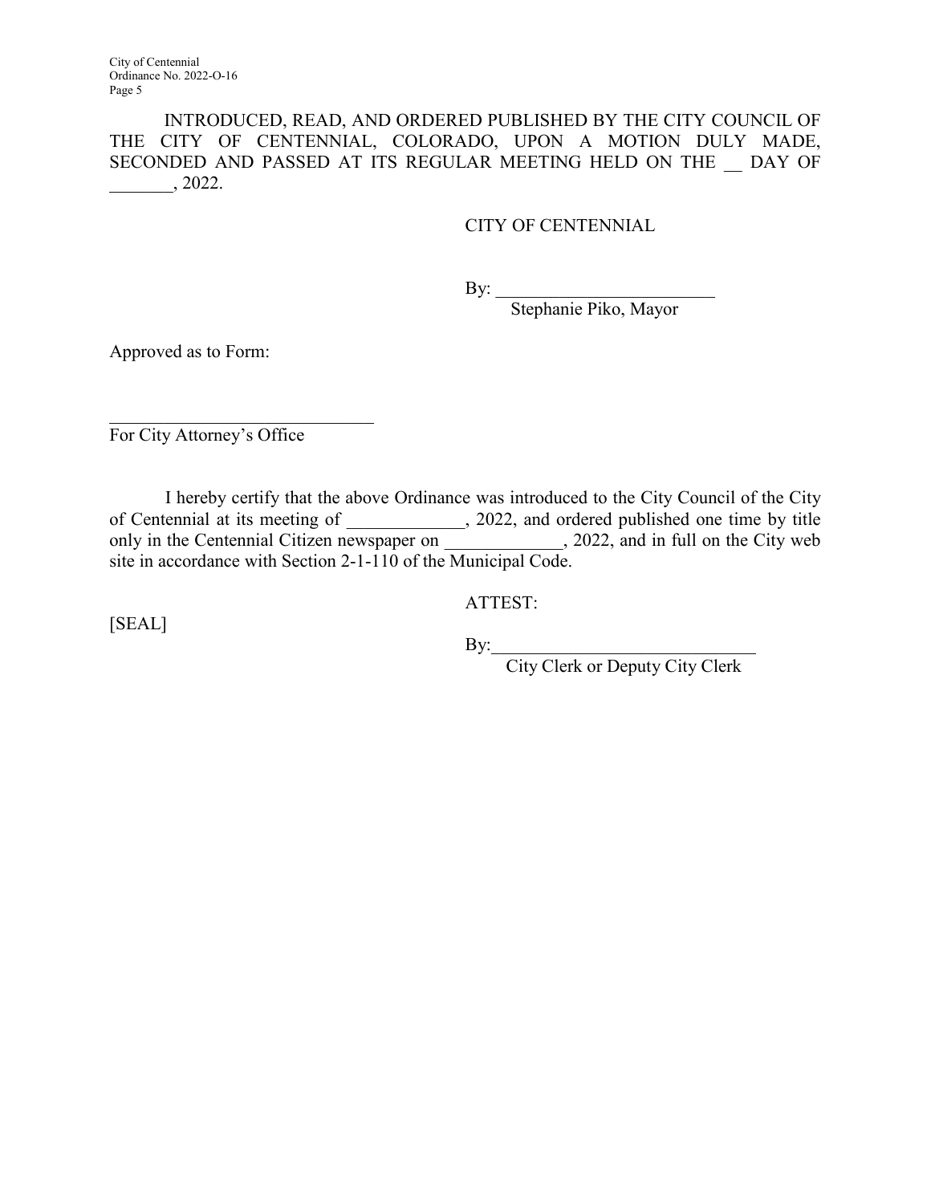INTRODUCED, READ, AND ORDERED PUBLISHED BY THE CITY COUNCIL OF THE CITY OF CENTENNIAL, COLORADO, UPON A MOTION DULY MADE, SECONDED AND PASSED AT ITS REGULAR MEETING HELD ON THE __ DAY OF _______, 2022.

CITY OF CENTENNIAL

By: ________________________
Stephanie Piko, Mayor

Approved as to Form:

______________________________
For City Attorney's Office

I hereby certify that the above Ordinance was introduced to the City Council of the City of Centennial at its meeting of _____________, 2022, and ordered published one time by title only in the Centennial Citizen newspaper on _____________, 2022, and in full on the City web site in accordance with Section 2-1-110 of the Municipal Code.

ATTEST:

[SEAL]

By:____________________________
City Clerk or Deputy City Clerk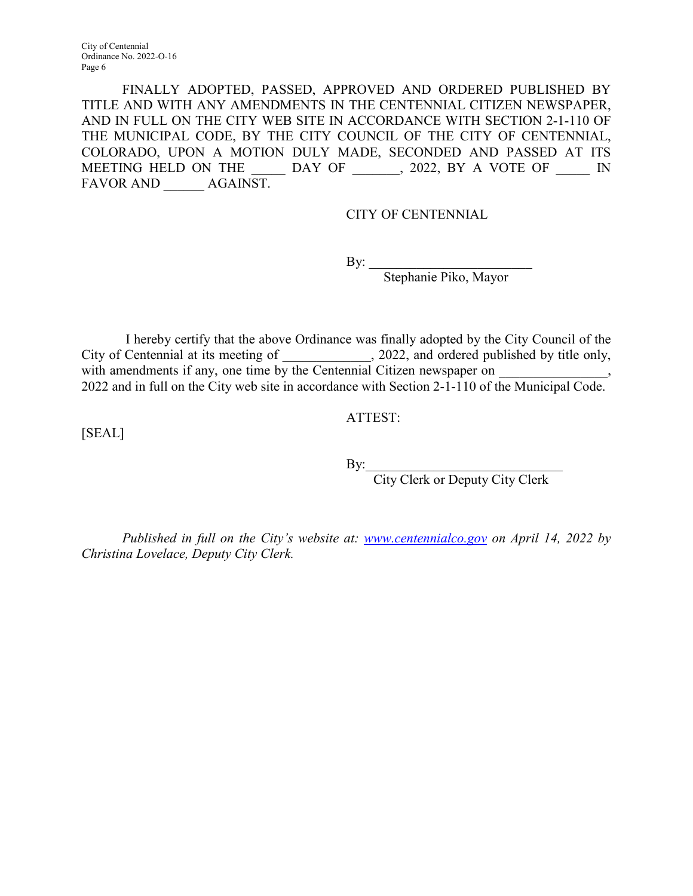FINALLY ADOPTED, PASSED, APPROVED AND ORDERED PUBLISHED BY TITLE AND WITH ANY AMENDMENTS IN THE CENTENNIAL CITIZEN NEWSPAPER, AND IN FULL ON THE CITY WEB SITE IN ACCORDANCE WITH SECTION 2-1-110 OF THE MUNICIPAL CODE, BY THE CITY COUNCIL OF THE CITY OF CENTENNIAL, COLORADO, UPON A MOTION DULY MADE, SECONDED AND PASSED AT ITS MEETING HELD ON THE _____ DAY OF _______, 2022, BY A VOTE OF _____ IN FAVOR AND ______ AGAINST.

CITY OF CENTENNIAL

By: ________________________
Stephanie Piko, Mayor

I hereby certify that the above Ordinance was finally adopted by the City Council of the City of Centennial at its meeting of _____________, 2022, and ordered published by title only, with amendments if any, one time by the Centennial Citizen newspaper on ________________, 2022 and in full on the City web site in accordance with Section 2-1-110 of the Municipal Code.

[SEAL]

ATTEST:

By:____________________________
City Clerk or Deputy City Clerk

*Published in full on the City's website at: www.centennialco.gov on April 14, 2022 by Christina Lovelace, Deputy City Clerk.*